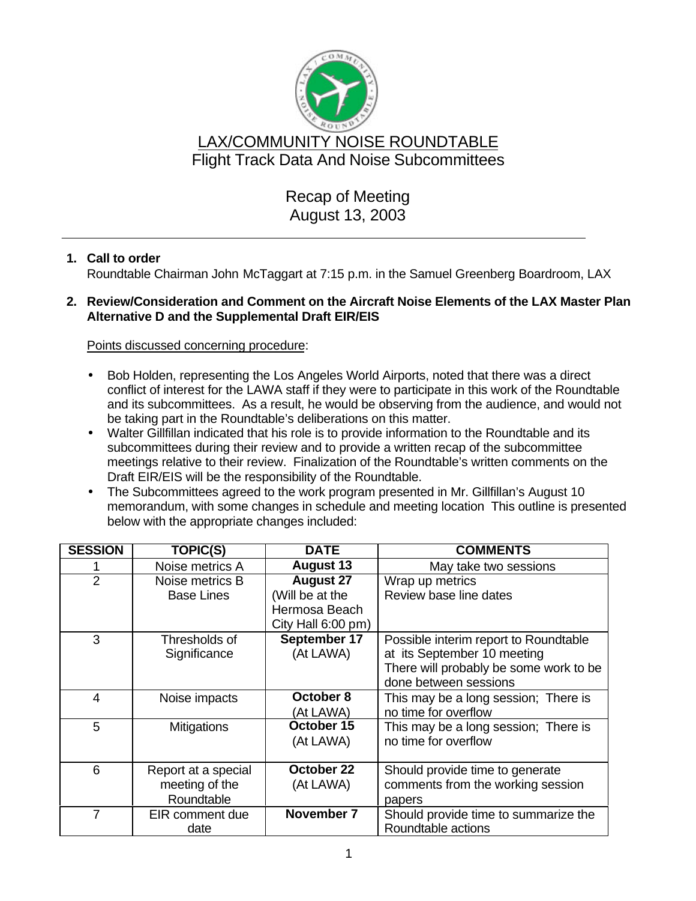# LAX/COMMUNITY NOISE ROUNDTABLE

## Flight Track Data And Noise Subcommittees

## Recap of Meeting
## August 13, 2003

---

1. **Call to order**
   Roundtable Chairman John McTaggart at 7:15 p.m. in the Samuel Greenberg Boardroom, LAX

2. **Review/Consideration and Comment on the Aircraft Noise Elements of the LAX Master Plan Alternative D and the Supplemental Draft EIR/EIS**

   Points discussed concerning procedure:

   - Bob Holden, representing the Los Angeles World Airports, noted that there was a direct conflict of interest for the LAWA staff if they were to participate in this work of the Roundtable and its subcommittees. As a result, he would be observing from the audience, and would not be taking part in the Roundtable's deliberations on this matter.
   - Walter Gillfillan indicated that his role is to provide information to the Roundtable and its subcommittees during their review and to provide a written recap of the subcommittee meetings relative to their review. Finalization of the Roundtable's written comments on the Draft EIR/EIS will be the responsibility of the Roundtable.
   - The Subcommittees agreed to the work program presented in Mr. Gillfillan's August 10 memorandum, with some changes in schedule and meeting location This outline is presented below with the appropriate changes included:

| SESSION | TOPIC(S) | DATE | COMMENTS |
|---|---|---|---|
| 1 | Noise metrics A | **August 13** | May take two sessions |
| 2 | Noise metrics B<br>Base Lines | **August 27**<br>(Will be at the Hermosa Beach City Hall 6:00 pm) | Wrap up metrics<br>Review base line dates |
| 3 | Thresholds of Significance | **September 17**<br>(At LAWA) | Possible interim report to Roundtable at its September 10 meeting<br>There will probably be some work to be done between sessions |
| 4 | Noise impacts | **October 8**<br>(At LAWA) | This may be a long session; There is no time for overflow |
| 5 | Mitigations | **October 15**<br>(At LAWA) | This may be a long session; There is no time for overflow |
| 6 | Report at a special meeting of the Roundtable | **October 22**<br>(At LAWA) | Should provide time to generate comments from the working session papers |
| 7 | EIR comment due date | **November 7** | Should provide time to summarize the Roundtable actions |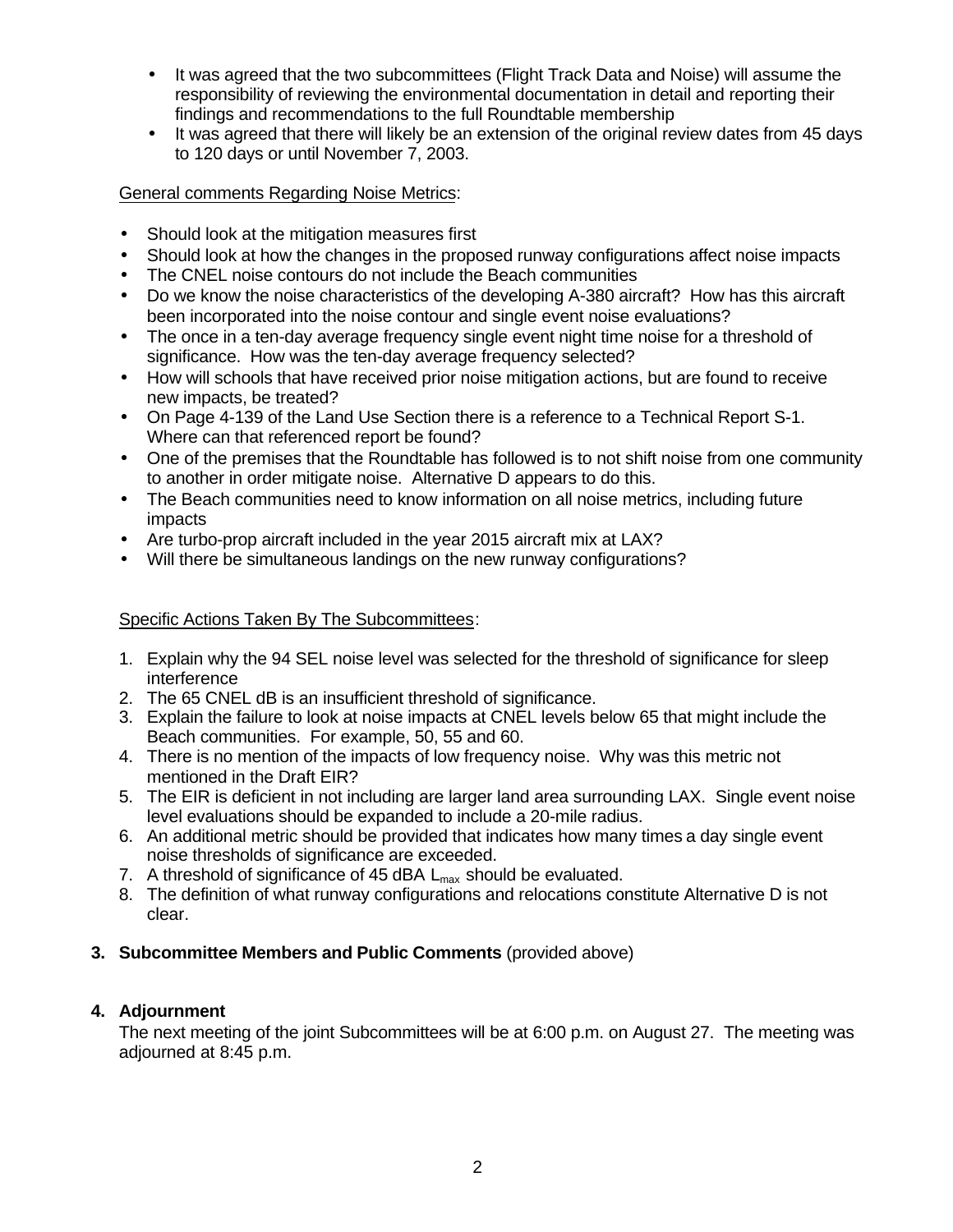- It was agreed that the two subcommittees (Flight Track Data and Noise) will assume the responsibility of reviewing the environmental documentation in detail and reporting their findings and recommendations to the full Roundtable membership
- It was agreed that there will likely be an extension of the original review dates from 45 days to 120 days or until November 7, 2003.

General comments Regarding Noise Metrics:

- Should look at the mitigation measures first
- Should look at how the changes in the proposed runway configurations affect noise impacts
- The CNEL noise contours do not include the Beach communities
- Do we know the noise characteristics of the developing A-380 aircraft? How has this aircraft been incorporated into the noise contour and single event noise evaluations?
- The once in a ten-day average frequency single event night time noise for a threshold of significance. How was the ten-day average frequency selected?
- How will schools that have received prior noise mitigation actions, but are found to receive new impacts, be treated?
- On Page 4-139 of the Land Use Section there is a reference to a Technical Report S-1. Where can that referenced report be found?
- One of the premises that the Roundtable has followed is to not shift noise from one community to another in order mitigate noise. Alternative D appears to do this.
- The Beach communities need to know information on all noise metrics, including future impacts
- Are turbo-prop aircraft included in the year 2015 aircraft mix at LAX?
- Will there be simultaneous landings on the new runway configurations?

Specific Actions Taken By The Subcommittees:

1. Explain why the 94 SEL noise level was selected for the threshold of significance for sleep interference
2. The 65 CNEL dB is an insufficient threshold of significance.
3. Explain the failure to look at noise impacts at CNEL levels below 65 that might include the Beach communities. For example, 50, 55 and 60.
4. There is no mention of the impacts of low frequency noise. Why was this metric not mentioned in the Draft EIR?
5. The EIR is deficient in not including are larger land area surrounding LAX. Single event noise level evaluations should be expanded to include a 20-mile radius.
6. An additional metric should be provided that indicates how many times a day single event noise thresholds of significance are exceeded.
7. A threshold of significance of 45 dBA $L_{max}$ should be evaluated.
8. The definition of what runway configurations and relocations constitute Alternative D is not clear.

**3. Subcommittee Members and Public Comments** (provided above)

**4. Adjournment**

The next meeting of the joint Subcommittees will be at 6:00 p.m. on August 27. The meeting was adjourned at 8:45 p.m.